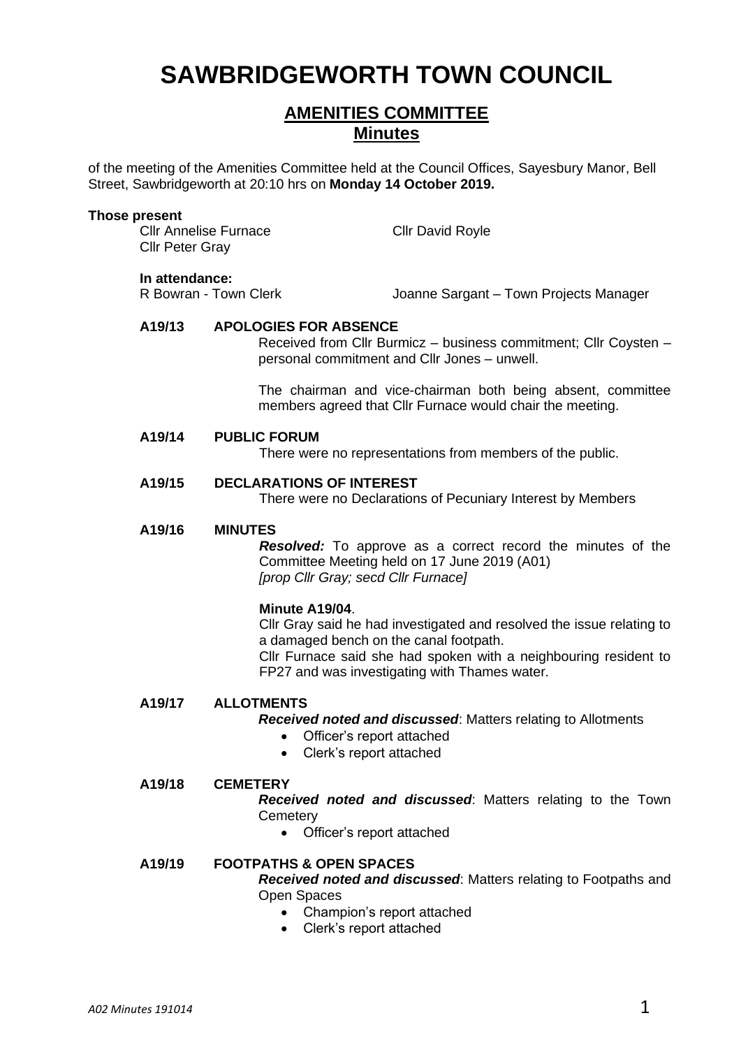# SAWBRIDGEWORTH TOWN COUNCIL

## AMENITIES COMMITTEE
## Minutes

of the meeting of the Amenities Committee held at the Council Offices, Sayesbury Manor, Bell Street, Sawbridgeworth at 20:10 hrs on **Monday 14 October 2019.**

**Those present**

Cllr Annelise Furnace
Cllr David Royle
Cllr Peter Gray

**In attendance:**

R Bowran - Town Clerk
Joanne Sargant – Town Projects Manager

**A19/13 APOLOGIES FOR ABSENCE**

Received from Cllr Burmicz – business commitment; Cllr Coysten – personal commitment and Cllr Jones – unwell.

The chairman and vice-chairman both being absent, committee members agreed that Cllr Furnace would chair the meeting.

**A19/14 PUBLIC FORUM**

There were no representations from members of the public.

**A19/15 DECLARATIONS OF INTEREST**

There were no Declarations of Pecuniary Interest by Members

**A19/16 MINUTES**

***Resolved:*** To approve as a correct record the minutes of the Committee Meeting held on 17 June 2019 (A01)
*[prop Cllr Gray; secd Cllr Furnace]*

**Minute A19/04**.

Cllr Gray said he had investigated and resolved the issue relating to a damaged bench on the canal footpath.
Cllr Furnace said she had spoken with a neighbouring resident to FP27 and was investigating with Thames water.

**A19/17 ALLOTMENTS**

***Received noted and discussed***: Matters relating to Allotments

- Officer's report attached
- Clerk's report attached

**A19/18 CEMETERY**

***Received noted and discussed***: Matters relating to the Town Cemetery

- Officer's report attached

**A19/19 FOOTPATHS & OPEN SPACES**

***Received noted and discussed***: Matters relating to Footpaths and Open Spaces

- Champion's report attached
- Clerk's report attached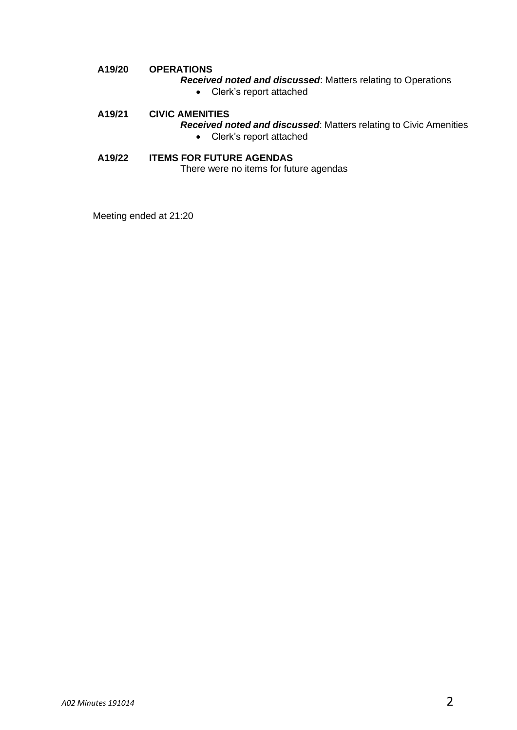**A19/20 OPERATIONS**

***Received noted and discussed***: Matters relating to Operations

- Clerk's report attached

**A19/21 CIVIC AMENITIES**

***Received noted and discussed***: Matters relating to Civic Amenities

- Clerk's report attached

**A19/22 ITEMS FOR FUTURE AGENDAS**

There were no items for future agendas

Meeting ended at 21:20